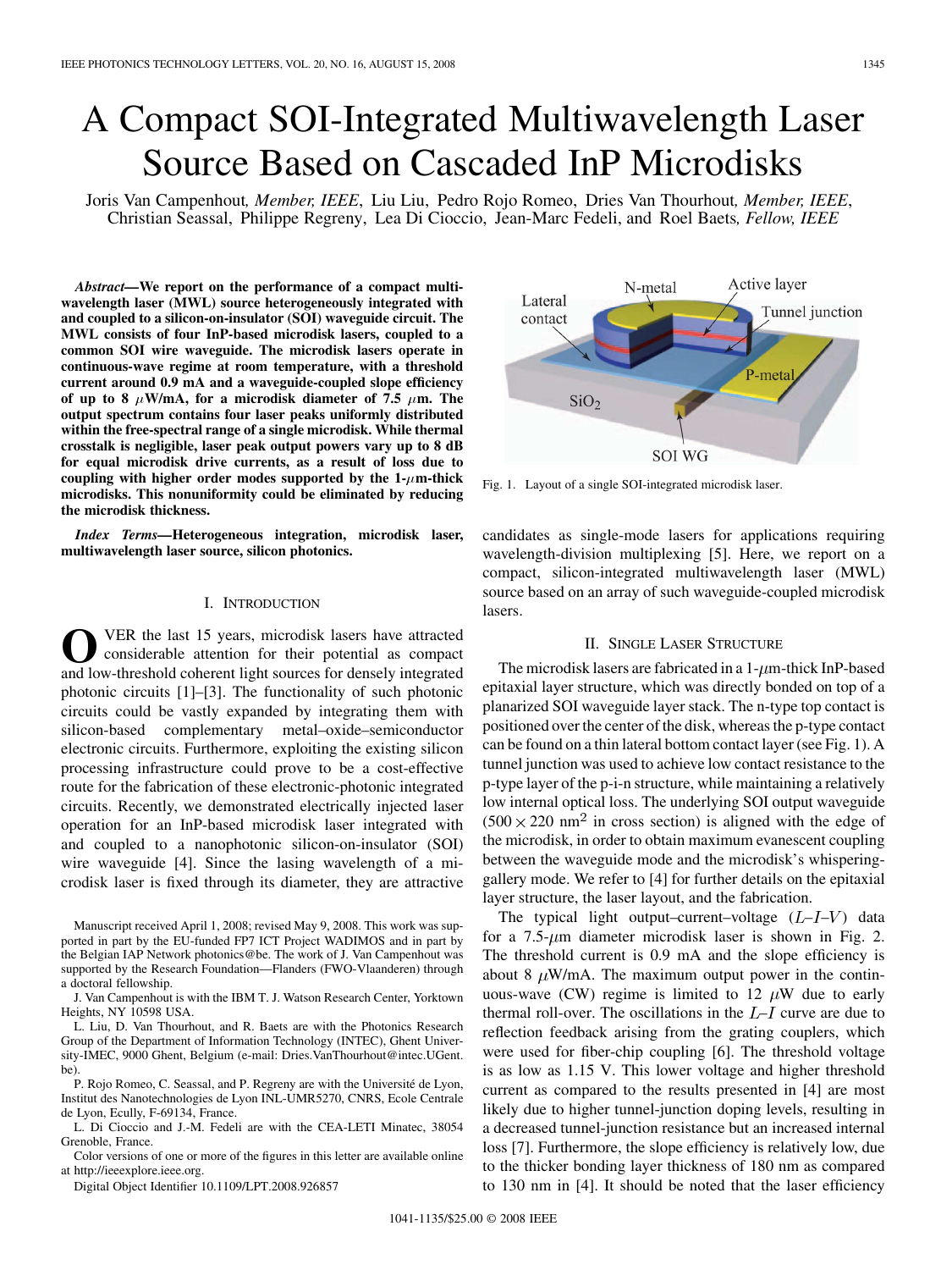# A Compact SOI-Integrated Multiwavelength Laser Source Based on Cascaded InP Microdisks

Joris Van Campenhout, *Member, IEEE*, Liu Liu, Pedro Rojo Romeo, Dries Van Thourhout, *Member, IEEE*, Christian Seassal, Philippe Regreny, Lea Di Cioccio, Jean-Marc Fedeli, and Roel Baets, *Fellow, IEEE*

***Abstract*—We report on the performance of a compact multiwavelength laser (MWL) source heterogeneously integrated with and coupled to a silicon-on-insulator (SOI) waveguide circuit. The MWL consists of four InP-based microdisk lasers, coupled to a common SOI wire waveguide. The microdisk lasers operate in continuous-wave regime at room temperature, with a threshold current around 0.9 mA and a waveguide-coupled slope efficiency of up to 8 μW/mA, for a microdisk diameter of 7.5 μm. The output spectrum contains four laser peaks uniformly distributed within the free-spectral range of a single microdisk. While thermal crosstalk is negligible, laser peak output powers vary up to 8 dB for equal microdisk drive currents, as a result of loss due to coupling with higher order modes supported by the 1-μm-thick microdisks. This nonuniformity could be eliminated by reducing the microdisk thickness.**

***Index Terms*—Heterogeneous integration, microdisk laser, multiwavelength laser source, silicon photonics.**

## I. Introduction

OVER the last 15 years, microdisk lasers have attracted considerable attention for their potential as compact and low-threshold coherent light sources for densely integrated photonic circuits [1]–[3]. The functionality of such photonic circuits could be vastly expanded by integrating them with silicon-based complementary metal–oxide–semiconductor electronic circuits. Furthermore, exploiting the existing silicon processing infrastructure could prove to be a cost-effective route for the fabrication of these electronic-photonic integrated circuits. Recently, we demonstrated electrically injected laser operation for an InP-based microdisk laser integrated with and coupled to a nanophotonic silicon-on-insulator (SOI) wire waveguide [4]. Since the lasing wavelength of a microdisk laser is fixed through its diameter, they are attractive candidates as single-mode lasers for applications requiring wavelength-division multiplexing [5]. Here, we report on a compact, silicon-integrated multiwavelength laser (MWL) source based on an array of such waveguide-coupled microdisk lasers.

Manuscript received April 1, 2008; revised May 9, 2008. This work was supported in part by the EU-funded FP7 ICT Project WADIMOS and in part by the Belgian IAP Network photonics@be. The work of J. Van Campenhout was supported by the Research Foundation—Flanders (FWO-Vlaanderen) through a doctoral fellowship.

J. Van Campenhout is with the IBM T. J. Watson Research Center, Yorktown Heights, NY 10598 USA.

L. Liu, D. Van Thourhout, and R. Baets are with the Photonics Research Group of the Department of Information Technology (INTEC), Ghent University-IMEC, 9000 Ghent, Belgium (e-mail: Dries.VanThourhout@intec.UGent.be).

P. Rojo Romeo, C. Seassal, and P. Regreny are with the Université de Lyon, Institut des Nanotechnologies de Lyon INL-UMR5270, CNRS, Ecole Centrale de Lyon, Ecully, F-69134, France.

L. Di Cioccio and J.-M. Fedeli are with the CEA-LETI Minatec, 38054 Grenoble, France.

Color versions of one or more of the figures in this letter are available online at http://ieeexplore.ieee.org.

Digital Object Identifier 10.1109/LPT.2008.926857

Fig. 1. Layout of a single SOI-integrated microdisk laser.

## II. Single Laser Structure

The microdisk lasers are fabricated in a 1-μm-thick InP-based epitaxial layer structure, which was directly bonded on top of a planarized SOI waveguide layer stack. The n-type top contact is positioned over the center of the disk, whereas the p-type contact can be found on a thin lateral bottom contact layer (see Fig. 1). A tunnel junction was used to achieve low contact resistance to the p-type layer of the p-i-n structure, while maintaining a relatively low internal optical loss. The underlying SOI output waveguide ($500 \times 220$ nm$^2$ in cross section) is aligned with the edge of the microdisk, in order to obtain maximum evanescent coupling between the waveguide mode and the microdisk's whispering-gallery mode. We refer to [4] for further details on the epitaxial layer structure, the laser layout, and the fabrication.

The typical light output–current–voltage ($L$–$I$–$V$) data for a 7.5-μm diameter microdisk laser is shown in Fig. 2. The threshold current is 0.9 mA and the slope efficiency is about 8 μW/mA. The maximum output power in the continuous-wave (CW) regime is limited to 12 μW due to early thermal roll-over. The oscillations in the $L$–$I$ curve are due to reflection feedback arising from the grating couplers, which were used for fiber-chip coupling [6]. The threshold voltage is as low as 1.15 V. This lower voltage and higher threshold current as compared to the results presented in [4] are most likely due to higher tunnel-junction doping levels, resulting in a decreased tunnel-junction resistance but an increased internal loss [7]. Furthermore, the slope efficiency is relatively low, due to the thicker bonding layer thickness of 180 nm as compared to 130 nm in [4]. It should be noted that the laser efficiency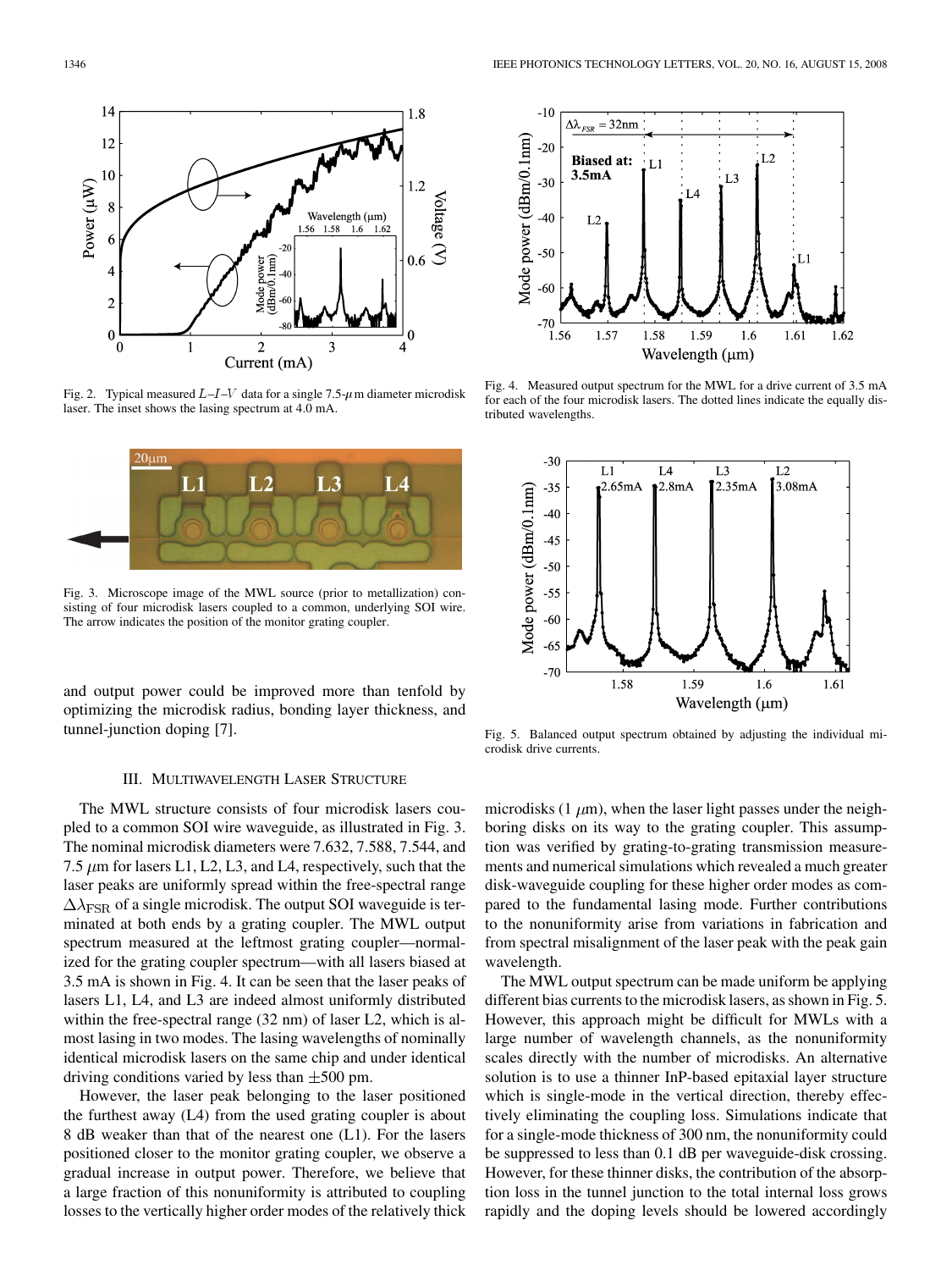Fig. 2. Typical measured $L$–$I$–$V$ data for a single 7.5-$\mu$m diameter microdisk laser. The inset shows the lasing spectrum at 4.0 mA.

Fig. 3. Microscope image of the MWL source (prior to metallization) consisting of four microdisk lasers coupled to a common, underlying SOI wire. The arrow indicates the position of the monitor grating coupler.

Fig. 4. Measured output spectrum for the MWL for a drive current of 3.5 mA for each of the four microdisk lasers. The dotted lines indicate the equally distributed wavelengths.

Fig. 5. Balanced output spectrum obtained by adjusting the individual microdisk drive currents.

and output power could be improved more than tenfold by optimizing the microdisk radius, bonding layer thickness, and tunnel-junction doping [7].

### III. Multiwavelength Laser Structure

The MWL structure consists of four microdisk lasers coupled to a common SOI wire waveguide, as illustrated in Fig. 3. The nominal microdisk diameters were 7.632, 7.588, 7.544, and 7.5 $\mu$m for lasers L1, L2, L3, and L4, respectively, such that the laser peaks are uniformly spread within the free-spectral range $\Delta\lambda_{\mathrm{FSR}}$ of a single microdisk. The output SOI waveguide is terminated at both ends by a grating coupler. The MWL output spectrum measured at the leftmost grating coupler—normalized for the grating coupler spectrum—with all lasers biased at 3.5 mA is shown in Fig. 4. It can be seen that the laser peaks of lasers L1, L4, and L3 are indeed almost uniformly distributed within the free-spectral range (32 nm) of laser L2, which is almost lasing in two modes. The lasing wavelengths of nominally identical microdisk lasers on the same chip and under identical driving conditions varied by less than $\pm$500 pm.

However, the laser peak belonging to the laser positioned the furthest away (L4) from the used grating coupler is about 8 dB weaker than that of the nearest one (L1). For the lasers positioned closer to the monitor grating coupler, we observe a gradual increase in output power. Therefore, we believe that a large fraction of this nonuniformity is attributed to coupling losses to the vertically higher order modes of the relatively thick microdisks (1 $\mu$m), when the laser light passes under the neighboring disks on its way to the grating coupler. This assumption was verified by grating-to-grating transmission measurements and numerical simulations which revealed a much greater disk-waveguide coupling for these higher order modes as compared to the fundamental lasing mode. Further contributions to the nonuniformity arise from variations in fabrication and from spectral misalignment of the laser peak with the peak gain wavelength.

The MWL output spectrum can be made uniform be applying different bias currents to the microdisk lasers, as shown in Fig. 5. However, this approach might be difficult for MWLs with a large number of wavelength channels, as the nonuniformity scales directly with the number of microdisks. An alternative solution is to use a thinner InP-based epitaxial layer structure which is single-mode in the vertical direction, thereby effectively eliminating the coupling loss. Simulations indicate that for a single-mode thickness of 300 nm, the nonuniformity could be suppressed to less than 0.1 dB per waveguide-disk crossing. However, for these thinner disks, the contribution of the absorption loss in the tunnel junction to the total internal loss grows rapidly and the doping levels should be lowered accordingly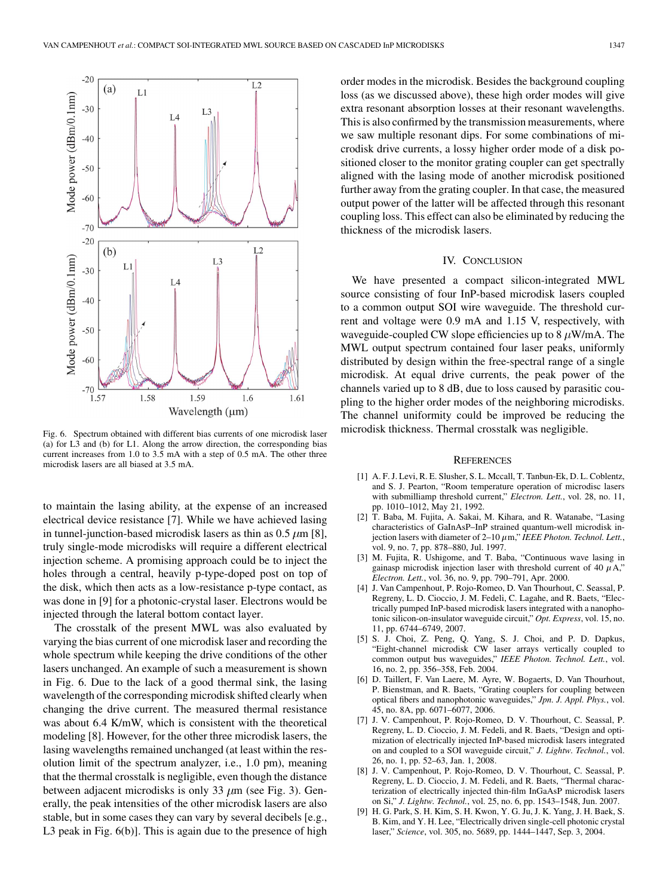(a)

Mode power (dBm/0.1nm)

-20
-30
-40
-50
-60
-70

L1
L4
L3
L2

(b)

Mode power (dBm/0.1nm)

-20
-30
-40
-50
-60
-70

L1
L4
L3
L2

1.57
1.58
1.59
1.6
1.61

Wavelength (μm)

Fig. 6. Spectrum obtained with different bias currents of one microdisk laser (a) for L3 and (b) for L1. Along the arrow direction, the corresponding bias current increases from 1.0 to 3.5 mA with a step of 0.5 mA. The other three microdisk lasers are all biased at 3.5 mA.

to maintain the lasing ability, at the expense of an increased electrical device resistance [7]. While we have achieved lasing in tunnel-junction-based microdisk lasers as thin as 0.5 $\mu$m [8], truly single-mode microdisks will require a different electrical injection scheme. A promising approach could be to inject the holes through a central, heavily p-type-doped post on top of the disk, which then acts as a low-resistance p-type contact, as was done in [9] for a photonic-crystal laser. Electrons would be injected through the lateral bottom contact layer.

The crosstalk of the present MWL was also evaluated by varying the bias current of one microdisk laser and recording the whole spectrum while keeping the drive conditions of the other lasers unchanged. An example of such a measurement is shown in Fig. 6. Due to the lack of a good thermal sink, the lasing wavelength of the corresponding microdisk shifted clearly when changing the drive current. The measured thermal resistance was about 6.4 K/mW, which is consistent with the theoretical modeling [8]. However, for the other three microdisk lasers, the lasing wavelengths remained unchanged (at least within the resolution limit of the spectrum analyzer, i.e., 1.0 pm), meaning that the thermal crosstalk is negligible, even though the distance between adjacent microdisks is only 33 $\mu$m (see Fig. 3). Generally, the peak intensities of the other microdisk lasers are also stable, but in some cases they can vary by several decibels [e.g., L3 peak in Fig. 6(b)]. This is again due to the presence of high order modes in the microdisk. Besides the background coupling loss (as we discussed above), these high order modes will give extra resonant absorption losses at their resonant wavelengths. This is also confirmed by the transmission measurements, where we saw multiple resonant dips. For some combinations of microdisk drive currents, a lossy higher order mode of a disk positioned closer to the monitor grating coupler can get spectrally aligned with the lasing mode of another microdisk positioned further away from the grating coupler. In that case, the measured output power of the latter will be affected through this resonant coupling loss. This effect can also be eliminated by reducing the thickness of the microdisk lasers.

## IV. Conclusion

We have presented a compact silicon-integrated MWL source consisting of four InP-based microdisk lasers coupled to a common output SOI wire waveguide. The threshold current and voltage were 0.9 mA and 1.15 V, respectively, with waveguide-coupled CW slope efficiencies up to 8 $\mu$W/mA. The MWL output spectrum contained four laser peaks, uniformly distributed by design within the free-spectral range of a single microdisk. At equal drive currents, the peak power of the channels varied up to 8 dB, due to loss caused by parasitic coupling to the higher order modes of the neighboring microdisks. The channel uniformity could be improved be reducing the microdisk thickness. Thermal crosstalk was negligible.

## References

[1] A. F. J. Levi, R. E. Slusher, S. L. Mccall, T. Tanbun-Ek, D. L. Coblentz, and S. J. Pearton, "Room temperature operation of microdisc lasers with submilliamp threshold current," *Electron. Lett.*, vol. 28, no. 11, pp. 1010–1012, May 21, 1992.

[2] T. Baba, M. Fujita, A. Sakai, M. Kihara, and R. Watanabe, "Lasing characteristics of GaInAsP–InP strained quantum-well microdisk injection lasers with diameter of 2–10 $\mu$m," *IEEE Photon. Technol. Lett.*, vol. 9, no. 7, pp. 878–880, Jul. 1997.

[3] M. Fujita, R. Ushigome, and T. Baba, "Continuous wave lasing in gainasp microdisk injection laser with threshold current of 40 $\mu$A," *Electron. Lett.*, vol. 36, no. 9, pp. 790–791, Apr. 2000.

[4] J. Van Campenhout, P. Rojo-Romeo, D. Van Thourhout, C. Seassal, P. Regreny, L. D. Cioccio, J. M. Fedeli, C. Lagahe, and R. Baets, "Electrically pumped InP-based microdisk lasers integrated with a nanophotonic silicon-on-insulator waveguide circuit," *Opt. Express*, vol. 15, no. 11, pp. 6744–6749, 2007.

[5] S. J. Choi, Z. Peng, Q. Yang, S. J. Choi, and P. D. Dapkus, "Eight-channel microdisk CW laser arrays vertically coupled to common output bus waveguides," *IEEE Photon. Technol. Lett.*, vol. 16, no. 2, pp. 356–358, Feb. 2004.

[6] D. Taillert, F. Van Laere, M. Ayre, W. Bogaerts, D. Van Thourhout, P. Bienstman, and R. Baets, "Grating couplers for coupling between optical fibers and nanophotonic waveguides," *Jpn. J. Appl. Phys.*, vol. 45, no. 8A, pp. 6071–6077, 2006.

[7] J. V. Campenhout, P. Rojo-Romeo, D. V. Thourhout, C. Seassal, P. Regreny, L. D. Cioccio, J. M. Fedeli, and R. Baets, "Design and optimization of electrically injected InP-based microdisk lasers integrated on and coupled to a SOI waveguide circuit," *J. Lightw. Technol.*, vol. 26, no. 1, pp. 52–63, Jan. 1, 2008.

[8] J. V. Campenhout, P. Rojo-Romeo, D. V. Thourhout, C. Seassal, P. Regreny, L. D. Cioccio, J. M. Fedeli, and R. Baets, "Thermal characterization of electrically injected thin-film InGaAsP microdisk lasers on Si," *J. Lightw. Technol.*, vol. 25, no. 6, pp. 1543–1548, Jun. 2007.

[9] H. G. Park, S. H. Kim, S. H. Kwon, Y. G. Ju, J. K. Yang, J. H. Baek, S. B. Kim, and Y. H. Lee, "Electrically driven single-cell photonic crystal laser," *Science*, vol. 305, no. 5689, pp. 1444–1447, Sep. 3, 2004.